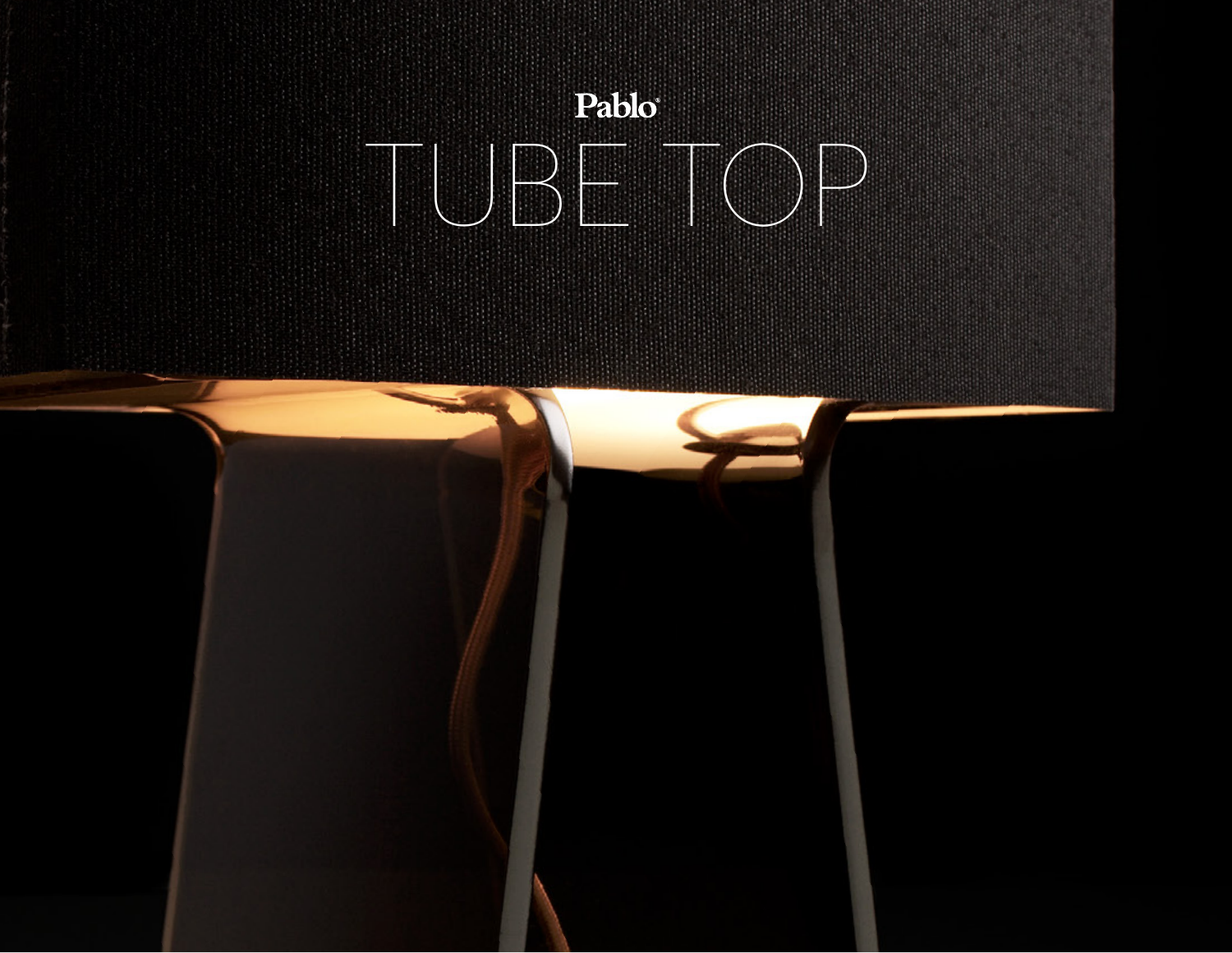Pablo®

# TUBE TOP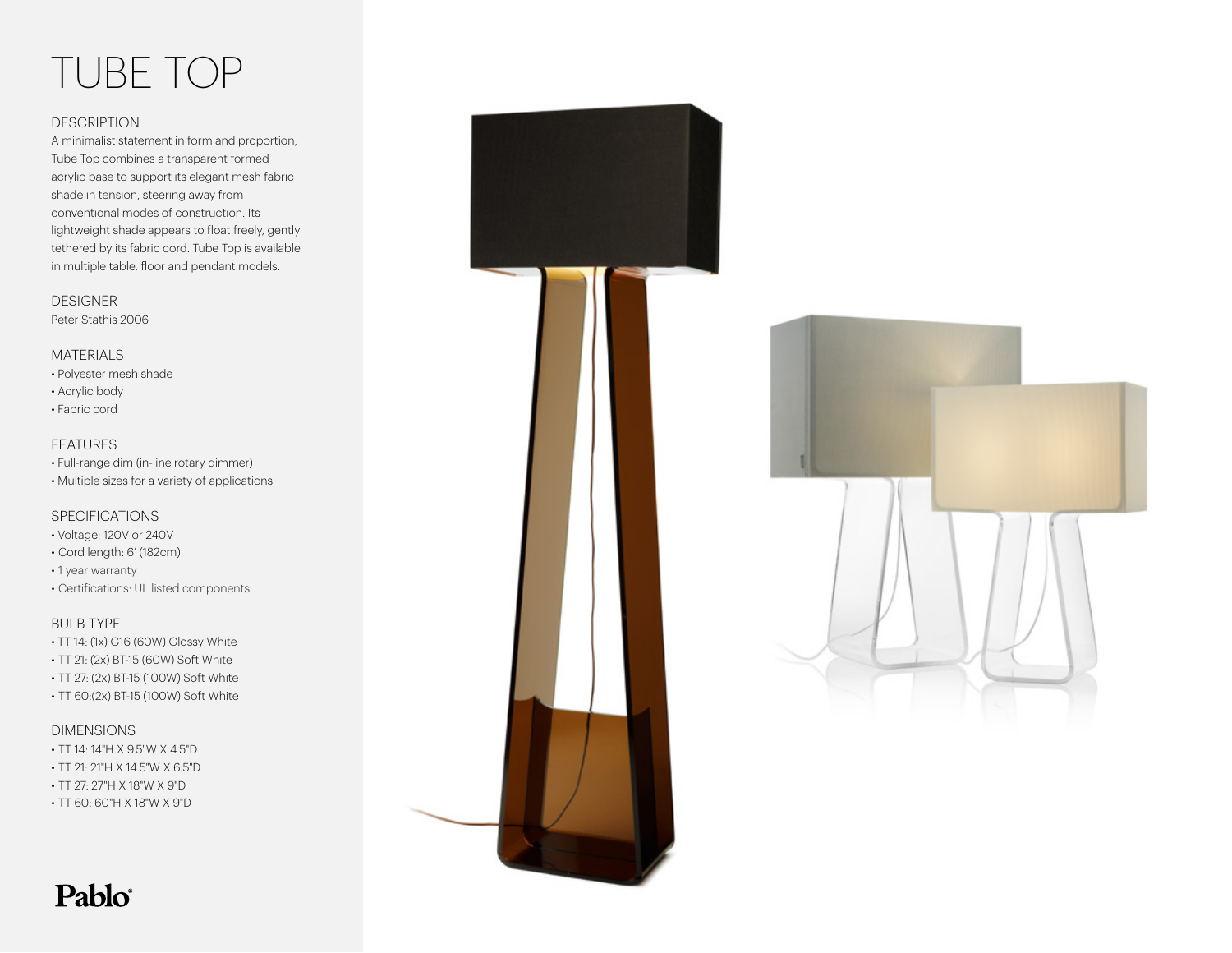# TUBE TOP

## DESCRIPTION

A minimalist statement in form and proportion, Tube Top combines a transparent formed acrylic base to support its elegant mesh fabric shade in tension, steering away from conventional modes of construction. Its lightweight shade appears to float freely, gently tethered by its fabric cord. Tube Top is available in multiple table, floor and pendant models.

## DESIGNER

Peter Stathis 2006

## MATERIALS

- Polyester mesh shade
- Acrylic body
- Fabric cord

## FEATURES

- Full-range dim (in-line rotary dimmer)
- Multiple sizes for a variety of applications

## SPECIFICATIONS

- Voltage: 120V or 240V
- Cord length: 6' (182cm)
- 1 year warranty
- Certifications: UL listed components

## BULB TYPE

- TT 14: (1x) G16 (60W) Glossy White
- TT 21: (2x) BT-15 (60W) Soft White
- TT 27: (2x) BT-15 (100W) Soft White
- TT 60:(2x) BT-15 (100W) Soft White

## DIMENSIONS

- TT 14: 14"H X 9.5"W X 4.5"D
- TT 21: 21"H X 14.5"W X 6.5"D
- TT 27: 27"H X 18"W X 9"D
- TT 60: 60"H X 18"W X 9"D

Pablo®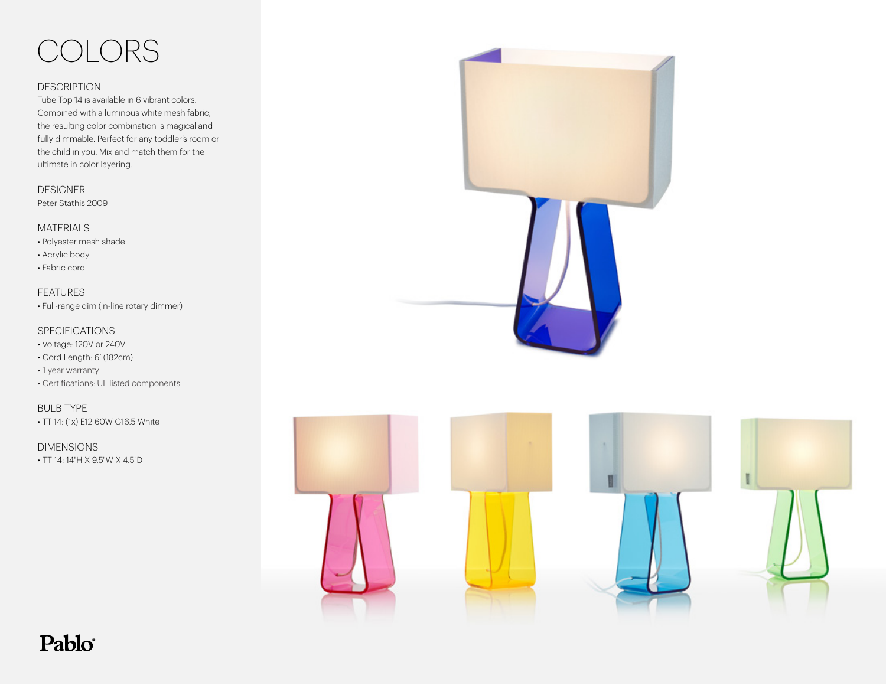# COLORS

## DESCRIPTION

Tube Top 14 is available in 6 vibrant colors. Combined with a luminous white mesh fabric, the resulting color combination is magical and fully dimmable. Perfect for any toddler's room or the child in you. Mix and match them for the ultimate in color layering.

## DESIGNER

Peter Stathis 2009

## MATERIALS

- Polyester mesh shade
- Acrylic body
- Fabric cord

## FEATURES

- Full-range dim (in-line rotary dimmer)

## SPECIFICATIONS

- Voltage: 120V or 240V
- Cord Length: 6' (182cm)
- 1 year warranty
- Certifications: UL listed components

## BULB TYPE

- TT 14: (1x) E12 60W G16.5 White

## DIMENSIONS

- TT 14: 14"H X 9.5"W X 4.5"D

Pablo®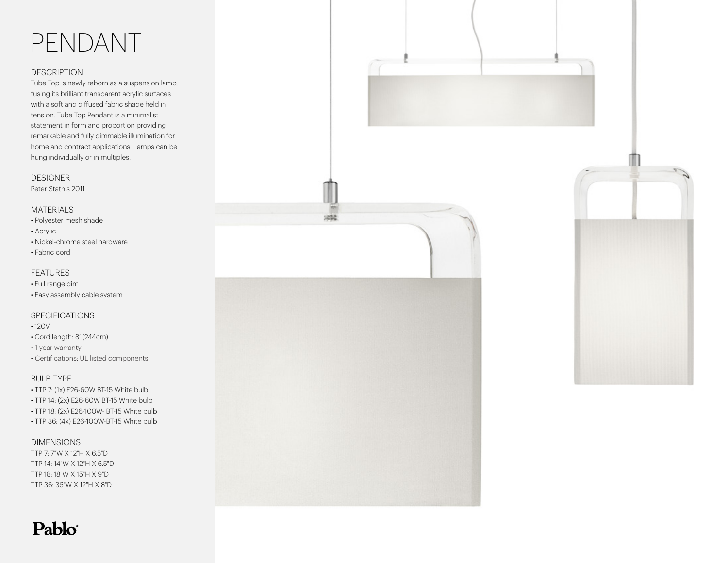# PENDANT

## DESCRIPTION

Tube Top is newly reborn as a suspension lamp, fusing its brilliant transparent acrylic surfaces with a soft and diffused fabric shade held in tension. Tube Top Pendant is a minimalist statement in form and proportion providing remarkable and fully dimmable illumination for home and contract applications. Lamps can be hung individually or in multiples.

## DESIGNER

Peter Stathis 2011

## MATERIALS

- Polyester mesh shade
- Acrylic
- Nickel-chrome steel hardware
- Fabric cord

## FEATURES

- Full range dim
- Easy assembly cable system

## SPECIFICATIONS

- 120V
- Cord length: 8' (244cm)
- 1 year warranty
- Certifications: UL listed components

## BULB TYPE

- TTP 7: (1x) E26-60W BT-15 White bulb
- TTP 14: (2x) E26-60W BT-15 White bulb
- TTP 18: (2x) E26-100W- BT-15 White bulb
- TTP 36: (4x) E26-100W-BT-15 White bulb

## DIMENSIONS

TTP 7: 7"W X 12"H X 6.5"D
TTP 14: 14"W X 12"H X 6.5"D
TTP 18: 18"W X 15"H X 9"D
TTP 36: 36"W X 12"H X 8"D

Pablo®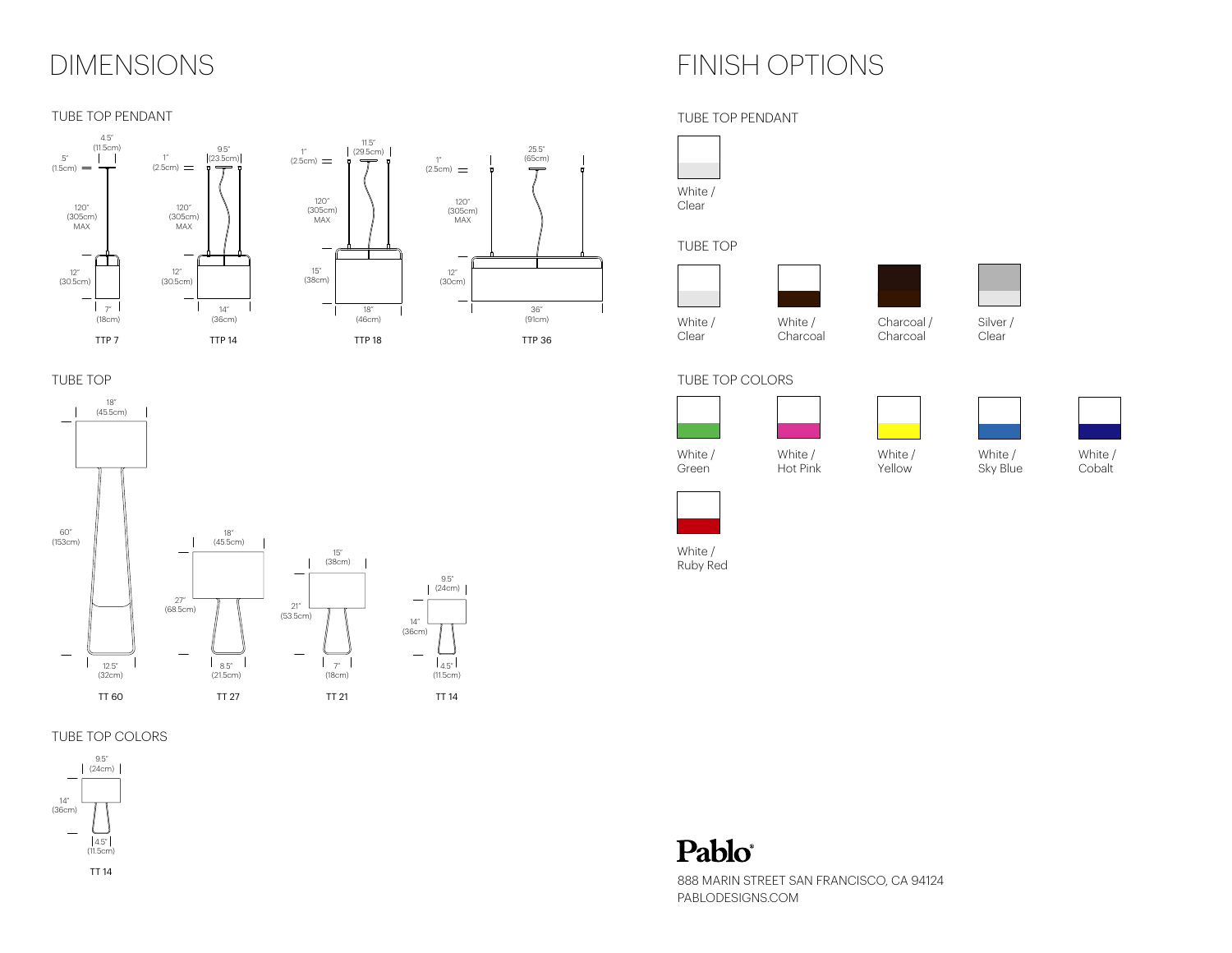# DIMENSIONS

## TUBE TOP PENDANT

4.5" (11.5cm)
.5" (1.5cm)
120" (305cm) MAX
12" (30.5cm)
7" (18cm)
TTP 7

9.5" (23.5cm)
1" (2.5cm)
120" (305cm) MAX
12" (30.5cm)
14" (36cm)
TTP 14

11.5" (29.5cm)
1" (2.5cm)
120" (305cm) MAX
15" (38cm)
18" (46cm)
TTP 18

25.5" (65cm)
1" (2.5cm)
120" (305cm) MAX
12" (30cm)
36" (91cm)
TTP 36

## TUBE TOP

18" (45.5cm)
60" (153cm)
12.5" (32cm)
TT 60

18" (45.5cm)
27" (68.5cm)
8.5" (21.5cm)
TT 27

15" (38cm)
21" (53.5cm)
7" (18cm)
TT 21

9.5" (24cm)
14" (36cm)
4.5" (11.5cm)
TT 14

## TUBE TOP COLORS

9.5" (24cm)
14" (36cm)
4.5" (11.5cm)
TT 14

# FINISH OPTIONS

## TUBE TOP PENDANT

White / Clear

## TUBE TOP

White / Clear

White / Charcoal

Charcoal / Charcoal

Silver / Clear

## TUBE TOP COLORS

White / Green

White / Hot Pink

White / Yellow

White / Sky Blue

White / Cobalt

White / Ruby Red

**Pablo**®

888 MARIN STREET SAN FRANCISCO, CA 94124
PABLODESIGNS.COM